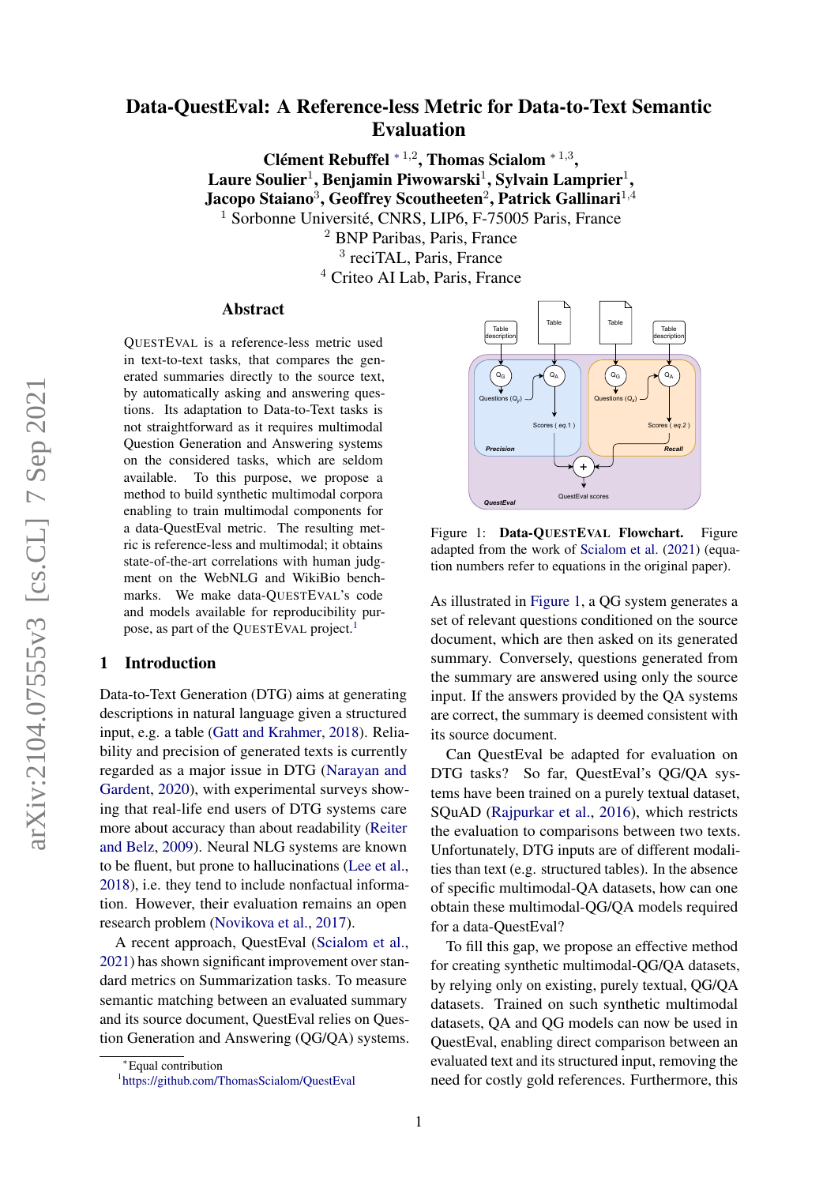# Data-QuestEval: A Reference-less Metric for Data-to-Text Semantic Evaluation

**Clément Rebuffel** * [1,2], **Thomas Scialom** * [1,3], **Laure Soulier**[1], **Benjamin Piwowarski**[1], **Sylvain Lamprier**[1], **Jacopo Staiano**[3], **Geoffrey Scoutheeten**[2], **Patrick Gallinari**[1,4]

[1] Sorbonne Université, CNRS, LIP6, F-75005 Paris, France
[2] BNP Paribas, Paris, France
[3] reciTAL, Paris, France
[4] Criteo AI Lab, Paris, France

## Abstract

QuestEval is a reference-less metric used in text-to-text tasks, that compares the generated summaries directly to the source text, by automatically asking and answering questions. Its adaptation to Data-to-Text tasks is not straightforward as it requires multimodal Question Generation and Answering systems on the considered tasks, which are seldom available. To this purpose, we propose a method to build synthetic multimodal corpora enabling to train multimodal components for a data-QuestEval metric. The resulting metric is reference-less and multimodal; it obtains state-of-the-art correlations with human judgment on the WebNLG and WikiBio benchmarks. We make data-QuestEval's code and models available for reproducibility purpose, as part of the QuestEval project.[1]

## 1 Introduction

Data-to-Text Generation (DTG) aims at generating descriptions in natural language given a structured input, e.g. a table (Gatt and Krahmer, 2018). Reliability and precision of generated texts is currently regarded as a major issue in DTG (Narayan and Gardent, 2020), with experimental surveys showing that real-life end users of DTG systems care more about accuracy than about readability (Reiter and Belz, 2009). Neural NLG systems are known to be fluent, but prone to hallucinations (Lee et al., 2018), i.e. they tend to include nonfactual information. However, their evaluation remains an open research problem (Novikova et al., 2017).

A recent approach, QuestEval (Scialom et al., 2021) has shown significant improvement over standard metrics on Summarization tasks. To measure semantic matching between an evaluated summary and its source document, QuestEval relies on Question Generation and Answering (QG/QA) systems.

Figure 1: **Data-QuestEval Flowchart.** Figure adapted from the work of Scialom et al. (2021) (equation numbers refer to equations in the original paper).

As illustrated in Figure 1, a QG system generates a set of relevant questions conditioned on the source document, which are then asked on its generated summary. Conversely, questions generated from the summary are answered using only the source input. If the answers provided by the QA systems are correct, the summary is deemed consistent with its source document.

Can QuestEval be adapted for evaluation on DTG tasks? So far, QuestEval's QG/QA systems have been trained on a purely textual dataset, SQuAD (Rajpurkar et al., 2016), which restricts the evaluation to comparisons between two texts. Unfortunately, DTG inputs are of different modalities than text (e.g. structured tables). In the absence of specific multimodal-QA datasets, how can one obtain these multimodal-QG/QA models required for a data-QuestEval?

To fill this gap, we propose an effective method for creating synthetic multimodal-QG/QA datasets, by relying only on existing, purely textual, QG/QA datasets. Trained on such synthetic multimodal datasets, QA and QG models can now be used in QuestEval, enabling direct comparison between an evaluated text and its structured input, removing the need for costly gold references. Furthermore, this

*Equal contribution
[1] https://github.com/ThomasScialom/QuestEval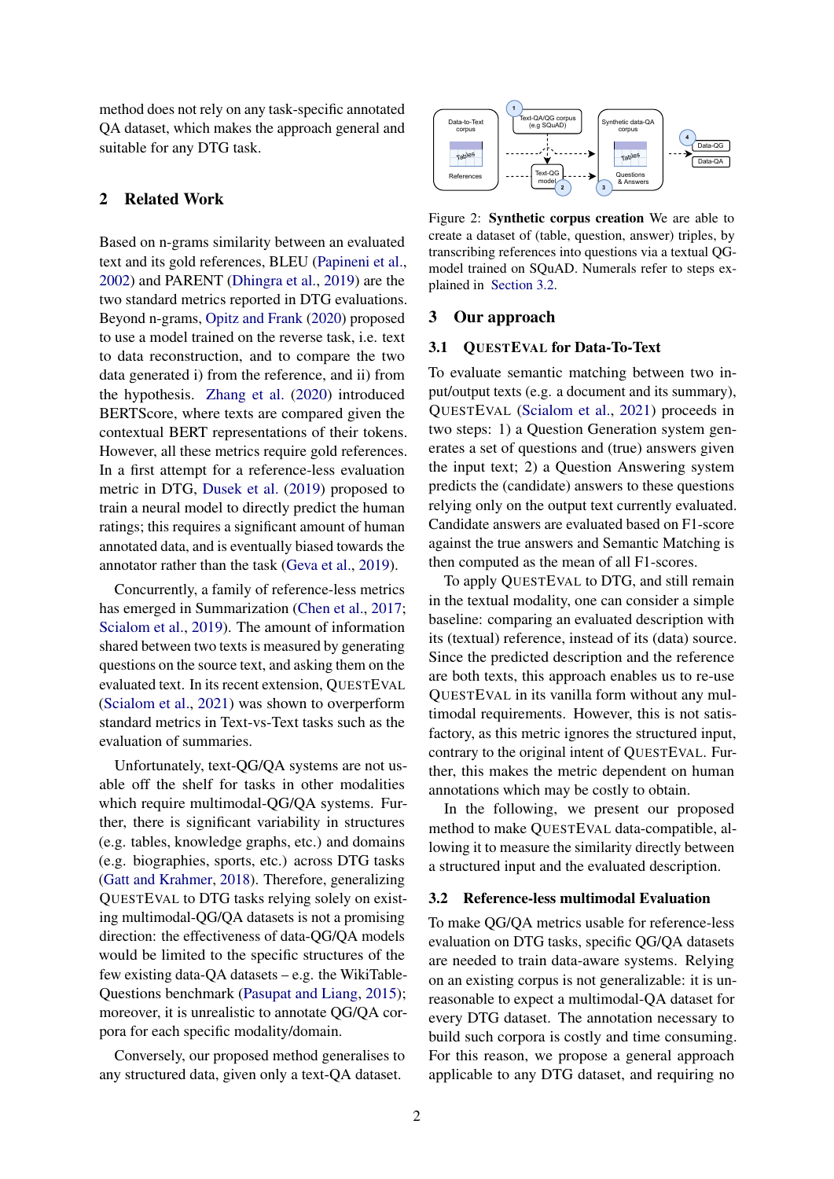method does not rely on any task-specific annotated QA dataset, which makes the approach general and suitable for any DTG task.

## 2 Related Work

Based on n-grams similarity between an evaluated text and its gold references, BLEU (Papineni et al., 2002) and PARENT (Dhingra et al., 2019) are the two standard metrics reported in DTG evaluations. Beyond n-grams, Opitz and Frank (2020) proposed to use a model trained on the reverse task, i.e. text to data reconstruction, and to compare the two data generated i) from the reference, and ii) from the hypothesis. Zhang et al. (2020) introduced BERTScore, where texts are compared given the contextual BERT representations of their tokens. However, all these metrics require gold references. In a first attempt for a reference-less evaluation metric in DTG, Dusek et al. (2019) proposed to train a neural model to directly predict the human ratings; this requires a significant amount of human annotated data, and is eventually biased towards the annotator rather than the task (Geva et al., 2019).

Concurrently, a family of reference-less metrics has emerged in Summarization (Chen et al., 2017; Scialom et al., 2019). The amount of information shared between two texts is measured by generating questions on the source text, and asking them on the evaluated text. In its recent extension, QuestEval (Scialom et al., 2021) was shown to overperform standard metrics in Text-vs-Text tasks such as the evaluation of summaries.

Unfortunately, text-QG/QA systems are not usable off the shelf for tasks in other modalities which require multimodal-QG/QA systems. Further, there is significant variability in structures (e.g. tables, knowledge graphs, etc.) and domains (e.g. biographies, sports, etc.) across DTG tasks (Gatt and Krahmer, 2018). Therefore, generalizing QuestEval to DTG tasks relying solely on existing multimodal-QG/QA datasets is not a promising direction: the effectiveness of data-QG/QA models would be limited to the specific structures of the few existing data-QA datasets – e.g. the WikiTable-Questions benchmark (Pasupat and Liang, 2015); moreover, it is unrealistic to annotate QG/QA corpora for each specific modality/domain.

Conversely, our proposed method generalises to any structured data, given only a text-QA dataset.

Figure 2: **Synthetic corpus creation** We are able to create a dataset of (table, question, answer) triples, by transcribing references into questions via a textual QG-model trained on SQuAD. Numerals refer to steps explained in Section 3.2.

## 3 Our approach

### 3.1 QuestEval for Data-To-Text

To evaluate semantic matching between two input/output texts (e.g. a document and its summary), QuestEval (Scialom et al., 2021) proceeds in two steps: 1) a Question Generation system generates a set of questions and (true) answers given the input text; 2) a Question Answering system predicts the (candidate) answers to these questions relying only on the output text currently evaluated. Candidate answers are evaluated based on F1-score against the true answers and Semantic Matching is then computed as the mean of all F1-scores.

To apply QuestEval to DTG, and still remain in the textual modality, one can consider a simple baseline: comparing an evaluated description with its (textual) reference, instead of its (data) source. Since the predicted description and the reference are both texts, this approach enables us to re-use QuestEval in its vanilla form without any multimodal requirements. However, this is not satisfactory, as this metric ignores the structured input, contrary to the original intent of QuestEval. Further, this makes the metric dependent on human annotations which may be costly to obtain.

In the following, we present our proposed method to make QuestEval data-compatible, allowing it to measure the similarity directly between a structured input and the evaluated description.

### 3.2 Reference-less multimodal Evaluation

To make QG/QA metrics usable for reference-less evaluation on DTG tasks, specific QG/QA datasets are needed to train data-aware systems. Relying on an existing corpus is not generalizable: it is unreasonable to expect a multimodal-QA dataset for every DTG dataset. The annotation necessary to build such corpora is costly and time consuming. For this reason, we propose a general approach applicable to any DTG dataset, and requiring no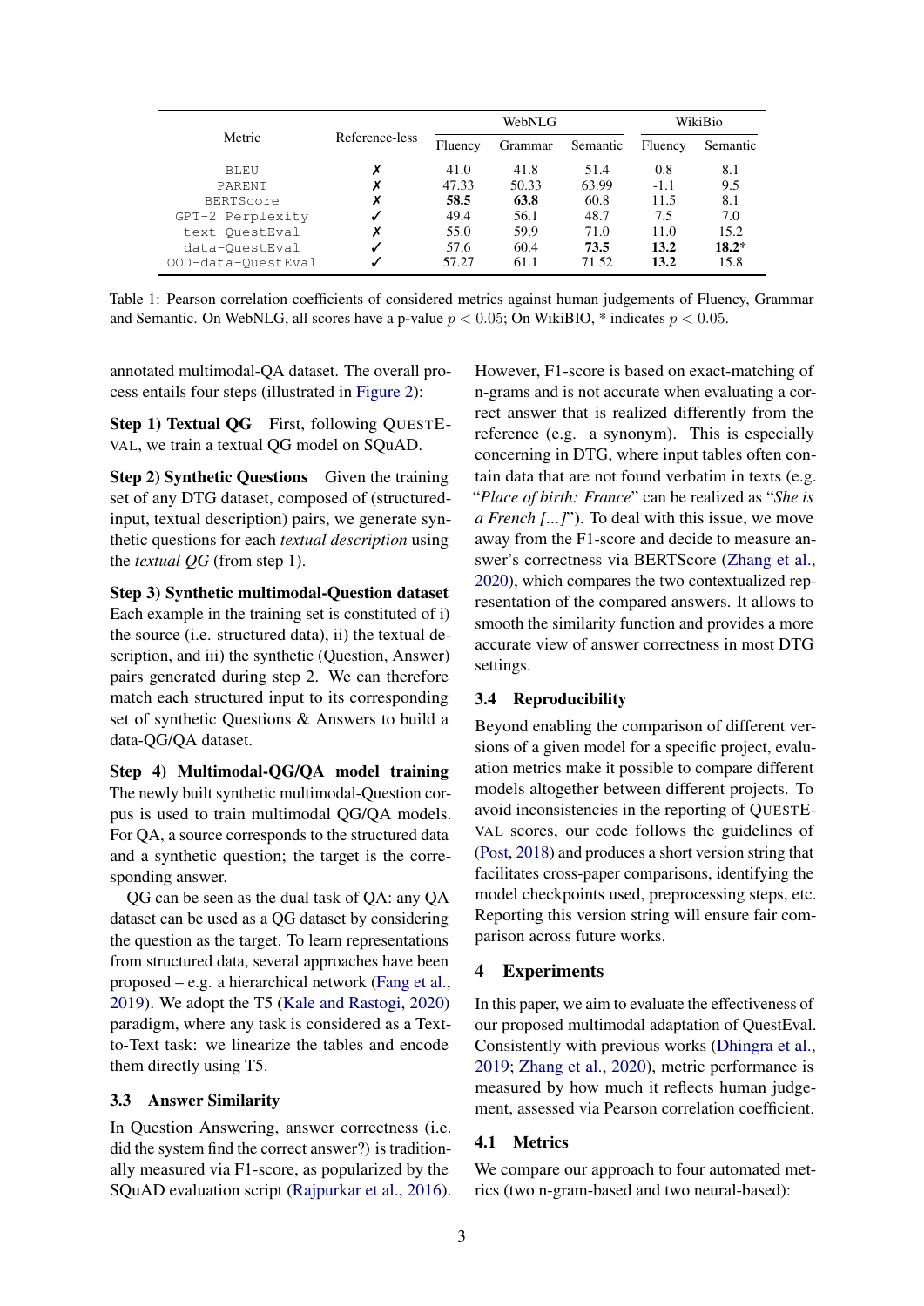| Metric | Reference-less | WebNLG | | | WikiBio | |
|---|---|---|---|---|---|---|
| | | Fluency | Grammar | Semantic | Fluency | Semantic |
| BLEU | ✗ | 41.0 | 41.8 | 51.4 | 0.8 | 8.1 |
| PARENT | ✗ | 47.33 | 50.33 | 63.99 | -1.1 | 9.5 |
| BERTScore | ✗ | **58.5** | **63.8** | 60.8 | 11.5 | 8.1 |
| GPT-2 Perplexity | ✓ | 49.4 | 56.1 | 48.7 | 7.5 | 7.0 |
| text-QuestEval | ✗ | 55.0 | 59.9 | 71.0 | 11.0 | 15.2 |
| data-QuestEval | ✓ | 57.6 | 60.4 | **73.5** | **13.2** | **18.2*** |
| OOD-data-QuestEval | ✓ | 57.27 | 61.1 | 71.52 | **13.2** | 15.8 |

Table 1: Pearson correlation coefficients of considered metrics against human judgements of Fluency, Grammar and Semantic. On WebNLG, all scores have a p-value $p < 0.05$; On WikiBIO, * indicates $p < 0.05$.

annotated multimodal-QA dataset. The overall process entails four steps (illustrated in Figure 2):

**Step 1) Textual QG** First, following QuestEval, we train a textual QG model on SQuAD.

**Step 2) Synthetic Questions** Given the training set of any DTG dataset, composed of (structured-input, textual description) pairs, we generate synthetic questions for each *textual description* using the *textual QG* (from step 1).

**Step 3) Synthetic multimodal-Question dataset** Each example in the training set is constituted of i) the source (i.e. structured data), ii) the textual description, and iii) the synthetic (Question, Answer) pairs generated during step 2. We can therefore match each structured input to its corresponding set of synthetic Questions & Answers to build a data-QG/QA dataset.

**Step 4) Multimodal-QG/QA model training** The newly built synthetic multimodal-Question corpus is used to train multimodal QG/QA models. For QA, a source corresponds to the structured data and a synthetic question; the target is the corresponding answer.

QG can be seen as the dual task of QA: any QA dataset can be used as a QG dataset by considering the question as the target. To learn representations from structured data, several approaches have been proposed – e.g. a hierarchical network (Fang et al., 2019). We adopt the T5 (Kale and Rastogi, 2020) paradigm, where any task is considered as a Text-to-Text task: we linearize the tables and encode them directly using T5.

### 3.3 Answer Similarity

In Question Answering, answer correctness (i.e. did the system find the correct answer?) is traditionally measured via F1-score, as popularized by the SQuAD evaluation script (Rajpurkar et al., 2016). However, F1-score is based on exact-matching of n-grams and is not accurate when evaluating a correct answer that is realized differently from the reference (e.g. a synonym). This is especially concerning in DTG, where input tables often contain data that are not found verbatim in texts (e.g. "*Place of birth: France*" can be realized as "*She is a French [...]*"). To deal with this issue, we move away from the F1-score and decide to measure answer's correctness via BERTScore (Zhang et al., 2020), which compares the two contextualized representation of the compared answers. It allows to smooth the similarity function and provides a more accurate view of answer correctness in most DTG settings.

### 3.4 Reproducibility

Beyond enabling the comparison of different versions of a given model for a specific project, evaluation metrics make it possible to compare different models altogether between different projects. To avoid inconsistencies in the reporting of QuestEval scores, our code follows the guidelines of (Post, 2018) and produces a short version string that facilitates cross-paper comparisons, identifying the model checkpoints used, preprocessing steps, etc. Reporting this version string will ensure fair comparison across future works.

## 4 Experiments

In this paper, we aim to evaluate the effectiveness of our proposed multimodal adaptation of QuestEval. Consistently with previous works (Dhingra et al., 2019; Zhang et al., 2020), metric performance is measured by how much it reflects human judgement, assessed via Pearson correlation coefficient.

### 4.1 Metrics

We compare our approach to four automated metrics (two n-gram-based and two neural-based):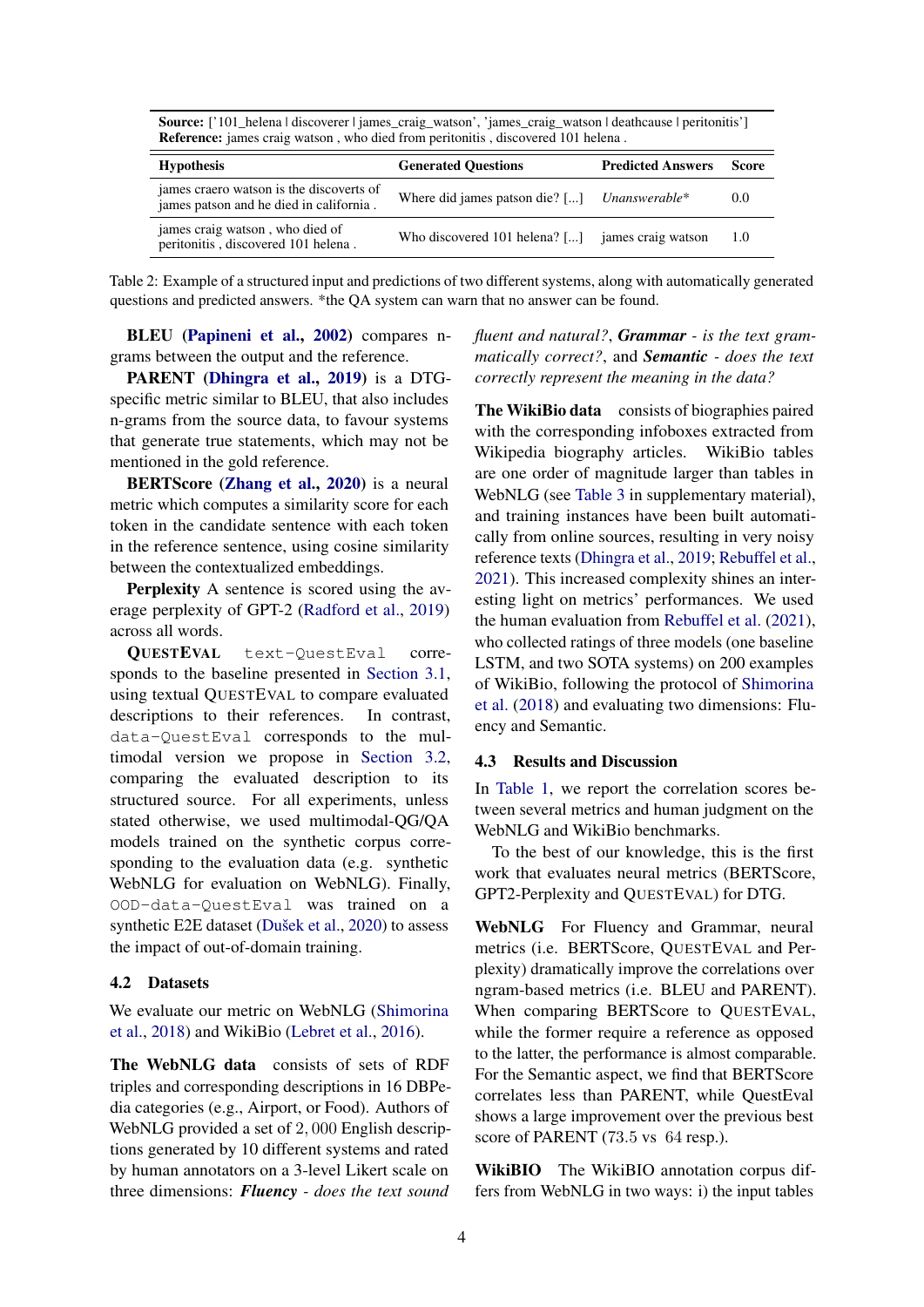**Source:** ['101_helena | discoverer | james_craig_watson', 'james_craig_watson | deathcause | peritonitis']
**Reference:** james craig watson , who died from peritonitis , discovered 101 helena .

| Hypothesis | Generated Questions | Predicted Answers | Score |
|---|---|---|---|
| james craero watson is the discoverts of james patson and he died in california . | Where did james patson die? [...] | *Unanswerable\** | 0.0 |
| james craig watson , who died of peritonitis , discovered 101 helena . | Who discovered 101 helena? [...] | james craig watson | 1.0 |

Table 2: Example of a structured input and predictions of two different systems, along with automatically generated questions and predicted answers. *the QA system can warn that no answer can be found.

**BLEU** (Papineni et al., 2002) compares n-grams between the output and the reference.

**PARENT** (Dhingra et al., 2019) is a DTG-specific metric similar to BLEU, that also includes n-grams from the source data, to favour systems that generate true statements, which may not be mentioned in the gold reference.

**BERTScore** (Zhang et al., 2020) is a neural metric which computes a similarity score for each token in the candidate sentence with each token in the reference sentence, using cosine similarity between the contextualized embeddings.

**Perplexity** A sentence is scored using the average perplexity of GPT-2 (Radford et al., 2019) across all words.

**QUESTEVAL** `text-QuestEval` corresponds to the baseline presented in Section 3.1, using textual QUESTEVAL to compare evaluated descriptions to their references. In contrast, `data-QuestEval` corresponds to the multimodal version we propose in Section 3.2, comparing the evaluated description to its structured source. For all experiments, unless stated otherwise, we used multimodal-QG/QA models trained on the synthetic corpus corresponding to the evaluation data (e.g. synthetic WebNLG for evaluation on WebNLG). Finally, `OOD-data-QuestEval` was trained on a synthetic E2E dataset (Dušek et al., 2020) to assess the impact of out-of-domain training.

## 4.2 Datasets

We evaluate our metric on WebNLG (Shimorina et al., 2018) and WikiBio (Lebret et al., 2016).

**The WebNLG data** consists of sets of RDF triples and corresponding descriptions in 16 DBPedia categories (e.g., Airport, or Food). Authors of WebNLG provided a set of 2,000 English descriptions generated by 10 different systems and rated by human annotators on a 3-level Likert scale on three dimensions: ***Fluency*** *- does the text sound fluent and natural?*, ***Grammar*** *- is the text grammatically correct?*, and ***Semantic*** *- does the text correctly represent the meaning in the data?*

**The WikiBio data** consists of biographies paired with the corresponding infoboxes extracted from Wikipedia biography articles. WikiBio tables are one order of magnitude larger than tables in WebNLG (see Table 3 in supplementary material), and training instances have been built automatically from online sources, resulting in very noisy reference texts (Dhingra et al., 2019; Rebuffel et al., 2021). This increased complexity shines an interesting light on metrics' performances. We used the human evaluation from Rebuffel et al. (2021), who collected ratings of three models (one baseline LSTM, and two SOTA systems) on 200 examples of WikiBio, following the protocol of Shimorina et al. (2018) and evaluating two dimensions: Fluency and Semantic.

## 4.3 Results and Discussion

In Table 1, we report the correlation scores between several metrics and human judgment on the WebNLG and WikiBio benchmarks.

To the best of our knowledge, this is the first work that evaluates neural metrics (BERTScore, GPT2-Perplexity and QUESTEVAL) for DTG.

**WebNLG** For Fluency and Grammar, neural metrics (i.e. BERTScore, QUESTEVAL and Perplexity) dramatically improve the correlations over ngram-based metrics (i.e. BLEU and PARENT). When comparing BERTScore to QUESTEVAL, while the former require a reference as opposed to the latter, the performance is almost comparable. For the Semantic aspect, we find that BERTScore correlates less than PARENT, while QuestEval shows a large improvement over the previous best score of PARENT (73.5 vs 64 resp.).

**WikiBIO** The WikiBIO annotation corpus differs from WebNLG in two ways: i) the input tables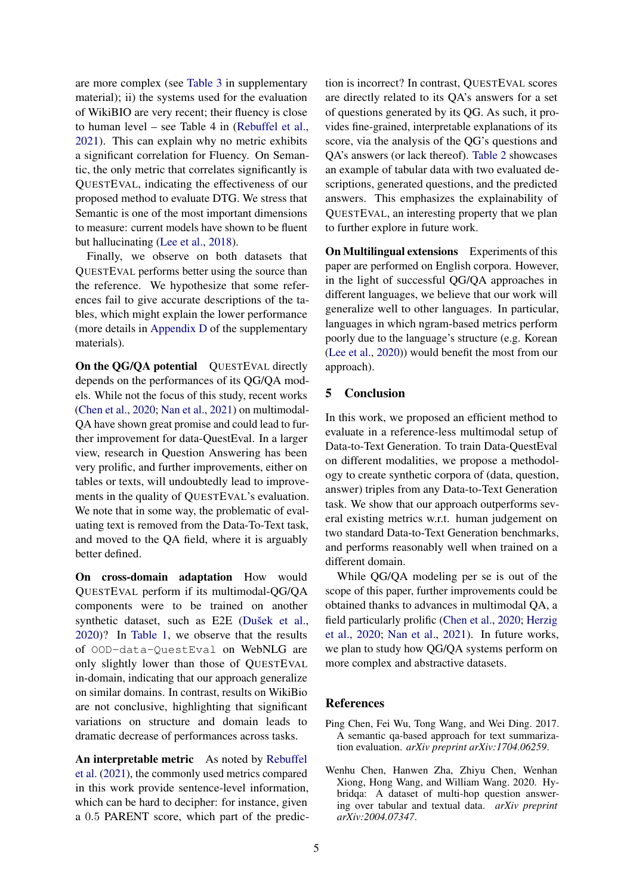are more complex (see Table 3 in supplementary material); ii) the systems used for the evaluation of WikiBIO are very recent; their fluency is close to human level – see Table 4 in (Rebuffel et al., 2021). This can explain why no metric exhibits a significant correlation for Fluency. On Semantic, the only metric that correlates significantly is QUESTEVAL, indicating the effectiveness of our proposed method to evaluate DTG. We stress that Semantic is one of the most important dimensions to measure: current models have shown to be fluent but hallucinating (Lee et al., 2018).

Finally, we observe on both datasets that QUESTEVAL performs better using the source than the reference. We hypothesize that some references fail to give accurate descriptions of the tables, which might explain the lower performance (more details in Appendix D of the supplementary materials).

**On the QG/QA potential** QUESTEVAL directly depends on the performances of its QG/QA models. While not the focus of this study, recent works (Chen et al., 2020; Nan et al., 2021) on multimodal-QA have shown great promise and could lead to further improvement for data-QuestEval. In a larger view, research in Question Answering has been very prolific, and further improvements, either on tables or texts, will undoubtedly lead to improvements in the quality of QUESTEVAL's evaluation. We note that in some way, the problematic of evaluating text is removed from the Data-To-Text task, and moved to the QA field, where it is arguably better defined.

**On cross-domain adaptation** How would QUESTEVAL perform if its multimodal-QG/QA components were to be trained on another synthetic dataset, such as E2E (Dušek et al., 2020)? In Table 1, we observe that the results of `OOD-data-QuestEval` on WebNLG are only slightly lower than those of QUESTEVAL in-domain, indicating that our approach generalize on similar domains. In contrast, results on WikiBio are not conclusive, highlighting that significant variations on structure and domain leads to dramatic decrease of performances across tasks.

**An interpretable metric** As noted by Rebuffel et al. (2021), the commonly used metrics compared in this work provide sentence-level information, which can be hard to decipher: for instance, given a 0.5 PARENT score, which part of the prediction is incorrect? In contrast, QUESTEVAL scores are directly related to its QA's answers for a set of questions generated by its QG. As such, it provides fine-grained, interpretable explanations of its score, via the analysis of the QG's questions and QA's answers (or lack thereof). Table 2 showcases an example of tabular data with two evaluated descriptions, generated questions, and the predicted answers. This emphasizes the explainability of QUESTEVAL, an interesting property that we plan to further explore in future work.

**On Multilingual extensions** Experiments of this paper are performed on English corpora. However, in the light of successful QG/QA approaches in different languages, we believe that our work will generalize well to other languages. In particular, languages in which ngram-based metrics perform poorly due to the language's structure (e.g. Korean (Lee et al., 2020)) would benefit the most from our approach).

## 5 Conclusion

In this work, we proposed an efficient method to evaluate in a reference-less multimodal setup of Data-to-Text Generation. To train Data-QuestEval on different modalities, we propose a methodology to create synthetic corpora of (data, question, answer) triples from any Data-to-Text Generation task. We show that our approach outperforms several existing metrics w.r.t. human judgement on two standard Data-to-Text Generation benchmarks, and performs reasonably well when trained on a different domain.

While QG/QA modeling per se is out of the scope of this paper, further improvements could be obtained thanks to advances in multimodal QA, a field particularly prolific (Chen et al., 2020; Herzig et al., 2020; Nan et al., 2021). In future works, we plan to study how QG/QA systems perform on more complex and abstractive datasets.

## References

Ping Chen, Fei Wu, Tong Wang, and Wei Ding. 2017. A semantic qa-based approach for text summarization evaluation. *arXiv preprint arXiv:1704.06259*.

Wenhu Chen, Hanwen Zha, Zhiyu Chen, Wenhan Xiong, Hong Wang, and William Wang. 2020. Hybridqa: A dataset of multi-hop question answering over tabular and textual data. *arXiv preprint arXiv:2004.07347*.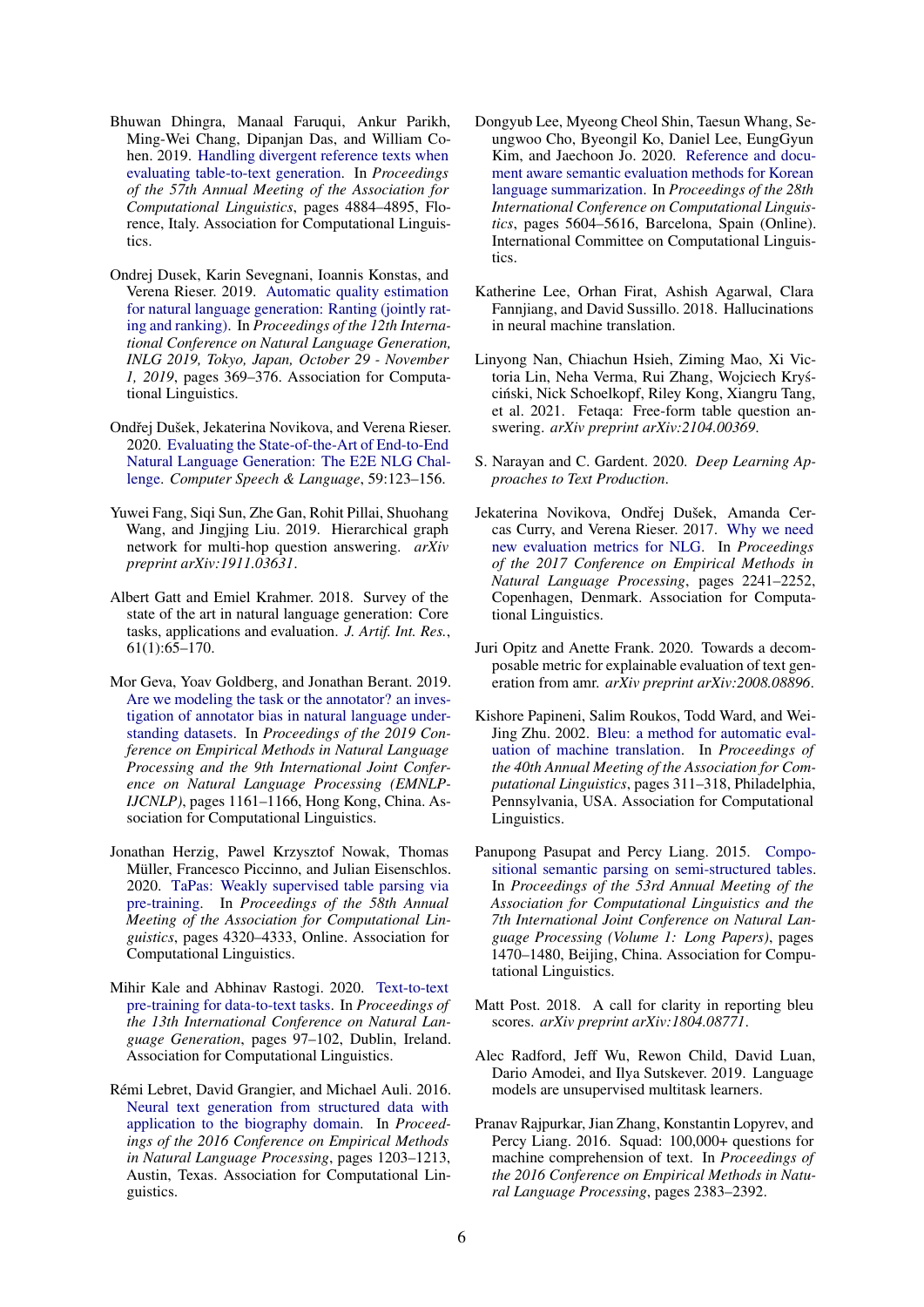Bhuwan Dhingra, Manaal Faruqui, Ankur Parikh, Ming-Wei Chang, Dipanjan Das, and William Cohen. 2019. Handling divergent reference texts when evaluating table-to-text generation. In *Proceedings of the 57th Annual Meeting of the Association for Computational Linguistics*, pages 4884–4895, Florence, Italy. Association for Computational Linguistics.

Ondrej Dusek, Karin Sevegnani, Ioannis Konstas, and Verena Rieser. 2019. Automatic quality estimation for natural language generation: Ranting (jointly rating and ranking). In *Proceedings of the 12th International Conference on Natural Language Generation, INLG 2019, Tokyo, Japan, October 29 - November 1, 2019*, pages 369–376. Association for Computational Linguistics.

Ondřej Dušek, Jekaterina Novikova, and Verena Rieser. 2020. Evaluating the State-of-the-Art of End-to-End Natural Language Generation: The E2E NLG Challenge. *Computer Speech & Language*, 59:123–156.

Yuwei Fang, Siqi Sun, Zhe Gan, Rohit Pillai, Shuohang Wang, and Jingjing Liu. 2019. Hierarchical graph network for multi-hop question answering. *arXiv preprint arXiv:1911.03631*.

Albert Gatt and Emiel Krahmer. 2018. Survey of the state of the art in natural language generation: Core tasks, applications and evaluation. *J. Artif. Int. Res.*, 61(1):65–170.

Mor Geva, Yoav Goldberg, and Jonathan Berant. 2019. Are we modeling the task or the annotator? an investigation of annotator bias in natural language understanding datasets. In *Proceedings of the 2019 Conference on Empirical Methods in Natural Language Processing and the 9th International Joint Conference on Natural Language Processing (EMNLP-IJCNLP)*, pages 1161–1166, Hong Kong, China. Association for Computational Linguistics.

Jonathan Herzig, Pawel Krzysztof Nowak, Thomas Müller, Francesco Piccinno, and Julian Eisenschlos. 2020. TaPas: Weakly supervised table parsing via pre-training. In *Proceedings of the 58th Annual Meeting of the Association for Computational Linguistics*, pages 4320–4333, Online. Association for Computational Linguistics.

Mihir Kale and Abhinav Rastogi. 2020. Text-to-text pre-training for data-to-text tasks. In *Proceedings of the 13th International Conference on Natural Language Generation*, pages 97–102, Dublin, Ireland. Association for Computational Linguistics.

Rémi Lebret, David Grangier, and Michael Auli. 2016. Neural text generation from structured data with application to the biography domain. In *Proceedings of the 2016 Conference on Empirical Methods in Natural Language Processing*, pages 1203–1213, Austin, Texas. Association for Computational Linguistics.

Dongyub Lee, Myeong Cheol Shin, Taesun Whang, Seungwoo Cho, Byeongil Ko, Daniel Lee, EungGyun Kim, and Jaechoon Jo. 2020. Reference and document aware semantic evaluation methods for Korean language summarization. In *Proceedings of the 28th International Conference on Computational Linguistics*, pages 5604–5616, Barcelona, Spain (Online). International Committee on Computational Linguistics.

Katherine Lee, Orhan Firat, Ashish Agarwal, Clara Fannjiang, and David Sussillo. 2018. Hallucinations in neural machine translation.

Linyong Nan, Chiachun Hsieh, Ziming Mao, Xi Victoria Lin, Neha Verma, Rui Zhang, Wojciech Kryściński, Nick Schoelkopf, Riley Kong, Xiangru Tang, et al. 2021. Fetaqa: Free-form table question answering. *arXiv preprint arXiv:2104.00369*.

S. Narayan and C. Gardent. 2020. *Deep Learning Approaches to Text Production*.

Jekaterina Novikova, Ondřej Dušek, Amanda Cercas Curry, and Verena Rieser. 2017. Why we need new evaluation metrics for NLG. In *Proceedings of the 2017 Conference on Empirical Methods in Natural Language Processing*, pages 2241–2252, Copenhagen, Denmark. Association for Computational Linguistics.

Juri Opitz and Anette Frank. 2020. Towards a decomposable metric for explainable evaluation of text generation from amr. *arXiv preprint arXiv:2008.08896*.

Kishore Papineni, Salim Roukos, Todd Ward, and Wei-Jing Zhu. 2002. Bleu: a method for automatic evaluation of machine translation. In *Proceedings of the 40th Annual Meeting of the Association for Computational Linguistics*, pages 311–318, Philadelphia, Pennsylvania, USA. Association for Computational Linguistics.

Panupong Pasupat and Percy Liang. 2015. Compositional semantic parsing on semi-structured tables. In *Proceedings of the 53rd Annual Meeting of the Association for Computational Linguistics and the 7th International Joint Conference on Natural Language Processing (Volume 1: Long Papers)*, pages 1470–1480, Beijing, China. Association for Computational Linguistics.

Matt Post. 2018. A call for clarity in reporting bleu scores. *arXiv preprint arXiv:1804.08771*.

Alec Radford, Jeff Wu, Rewon Child, David Luan, Dario Amodei, and Ilya Sutskever. 2019. Language models are unsupervised multitask learners.

Pranav Rajpurkar, Jian Zhang, Konstantin Lopyrev, and Percy Liang. 2016. Squad: 100,000+ questions for machine comprehension of text. In *Proceedings of the 2016 Conference on Empirical Methods in Natural Language Processing*, pages 2383–2392.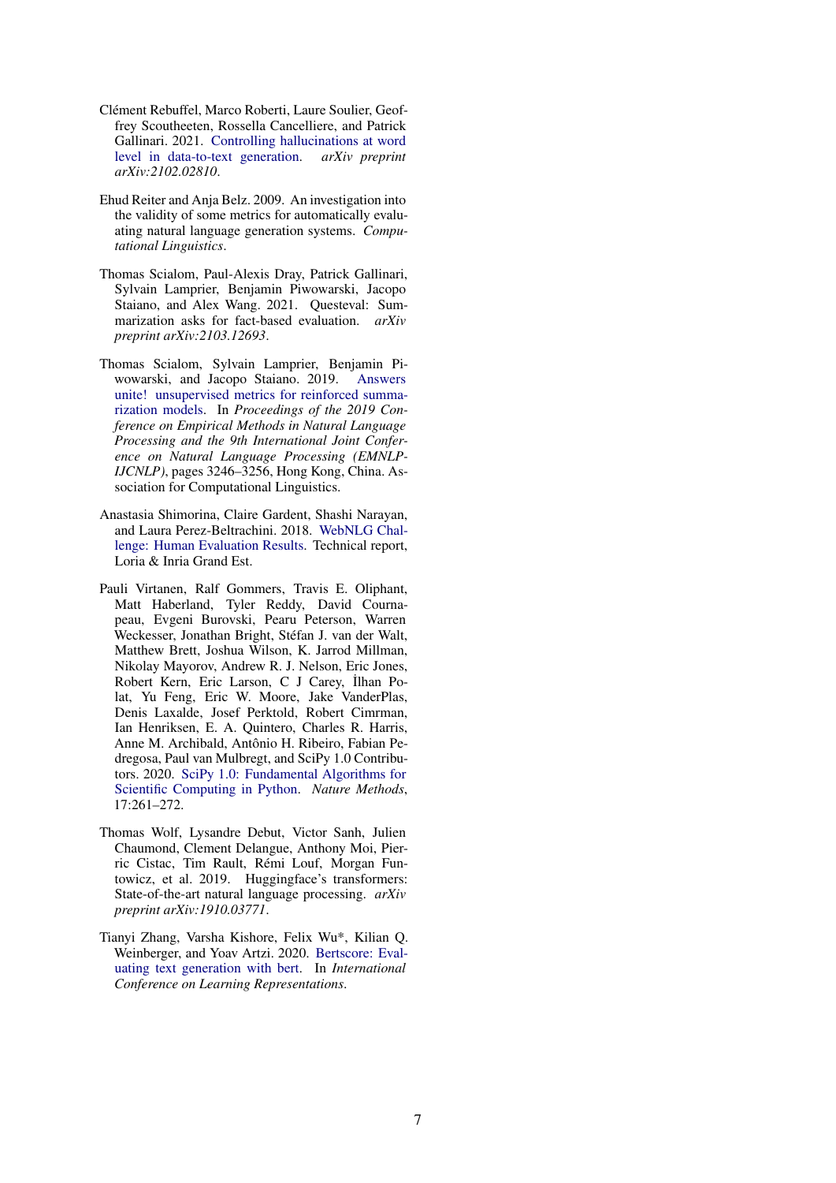Clément Rebuffel, Marco Roberti, Laure Soulier, Geoffrey Scoutheeten, Rossella Cancelliere, and Patrick Gallinari. 2021. Controlling hallucinations at word level in data-to-text generation. *arXiv preprint arXiv:2102.02810*.

Ehud Reiter and Anja Belz. 2009. An investigation into the validity of some metrics for automatically evaluating natural language generation systems. *Computational Linguistics*.

Thomas Scialom, Paul-Alexis Dray, Patrick Gallinari, Sylvain Lamprier, Benjamin Piwowarski, Jacopo Staiano, and Alex Wang. 2021. Questeval: Summarization asks for fact-based evaluation. *arXiv preprint arXiv:2103.12693*.

Thomas Scialom, Sylvain Lamprier, Benjamin Piwowarski, and Jacopo Staiano. 2019. Answers unite! unsupervised metrics for reinforced summarization models. In *Proceedings of the 2019 Conference on Empirical Methods in Natural Language Processing and the 9th International Joint Conference on Natural Language Processing (EMNLP-IJCNLP)*, pages 3246–3256, Hong Kong, China. Association for Computational Linguistics.

Anastasia Shimorina, Claire Gardent, Shashi Narayan, and Laura Perez-Beltrachini. 2018. WebNLG Challenge: Human Evaluation Results. Technical report, Loria & Inria Grand Est.

Pauli Virtanen, Ralf Gommers, Travis E. Oliphant, Matt Haberland, Tyler Reddy, David Cournapeau, Evgeni Burovski, Pearu Peterson, Warren Weckesser, Jonathan Bright, Stéfan J. van der Walt, Matthew Brett, Joshua Wilson, K. Jarrod Millman, Nikolay Mayorov, Andrew R. J. Nelson, Eric Jones, Robert Kern, Eric Larson, C J Carey, İlhan Polat, Yu Feng, Eric W. Moore, Jake VanderPlas, Denis Laxalde, Josef Perktold, Robert Cimrman, Ian Henriksen, E. A. Quintero, Charles R. Harris, Anne M. Archibald, Antônio H. Ribeiro, Fabian Pedregosa, Paul van Mulbregt, and SciPy 1.0 Contributors. 2020. SciPy 1.0: Fundamental Algorithms for Scientific Computing in Python. *Nature Methods*, 17:261–272.

Thomas Wolf, Lysandre Debut, Victor Sanh, Julien Chaumond, Clement Delangue, Anthony Moi, Pierric Cistac, Tim Rault, Rémi Louf, Morgan Funtowicz, et al. 2019. Huggingface's transformers: State-of-the-art natural language processing. *arXiv preprint arXiv:1910.03771*.

Tianyi Zhang, Varsha Kishore, Felix Wu*, Kilian Q. Weinberger, and Yoav Artzi. 2020. Bertscore: Evaluating text generation with bert. In *International Conference on Learning Representations*.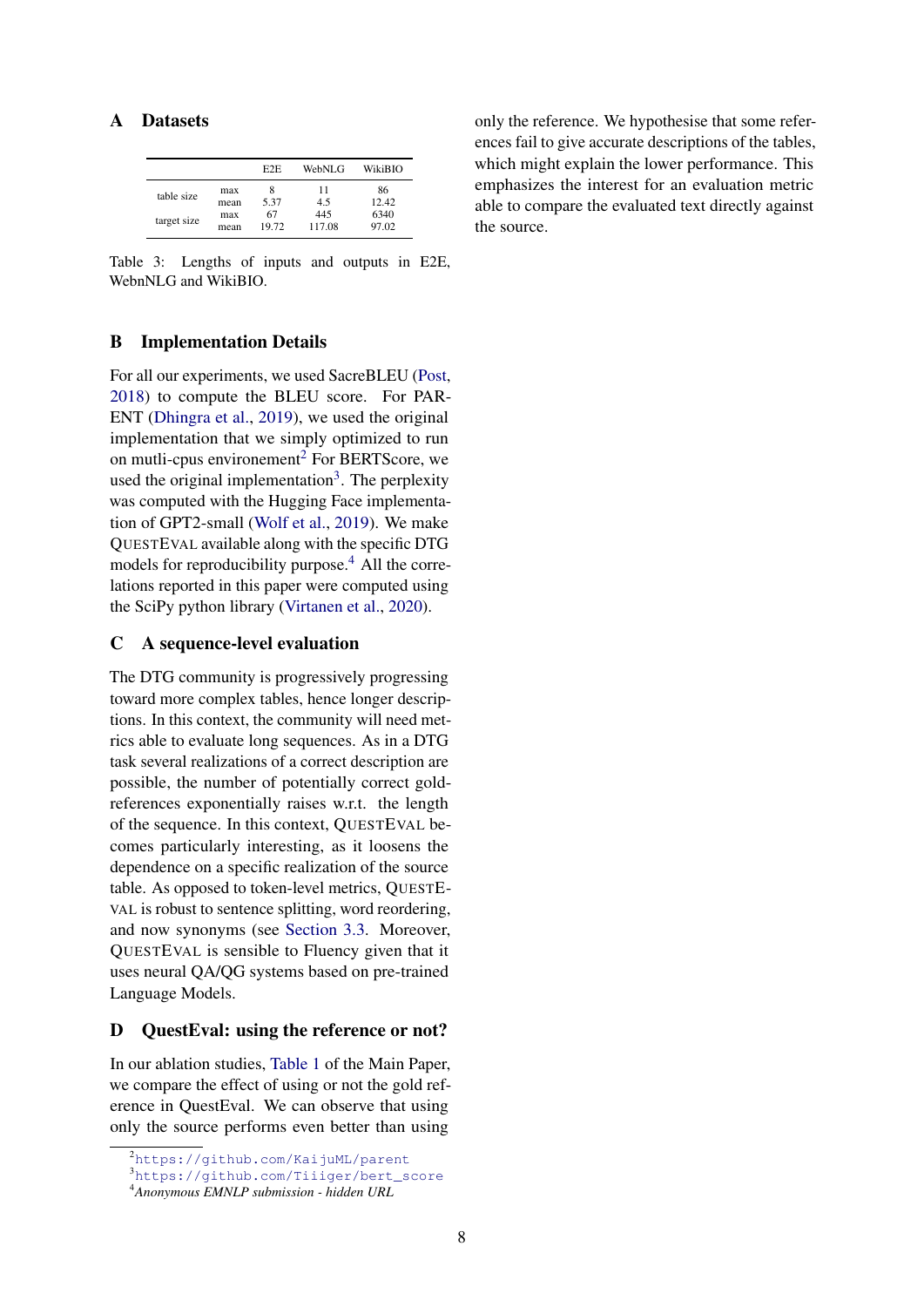## A Datasets

| | | E2E | WebNLG | WikiBIO |
|---|---|---|---|---|
| table size | max | 8 | 11 | 86 |
| | mean | 5.37 | 4.5 | 12.42 |
| target size | max | 67 | 445 | 6340 |
| | mean | 19.72 | 117.08 | 97.02 |

Table 3: Lengths of inputs and outputs in E2E, WebnNLG and WikiBIO.

## B Implementation Details

For all our experiments, we used SacreBLEU (Post, 2018) to compute the BLEU score. For PARENT (Dhingra et al., 2019), we used the original implementation that we simply optimized to run on mutli-cpus environement[2] For BERTScore, we used the original implementation[3]. The perplexity was computed with the Hugging Face implementation of GPT2-small (Wolf et al., 2019). We make QUESTEVAL available along with the specific DTG models for reproducibility purpose.[4] All the correlations reported in this paper were computed using the SciPy python library (Virtanen et al., 2020).

## C A sequence-level evaluation

The DTG community is progressively progressing toward more complex tables, hence longer descriptions. In this context, the community will need metrics able to evaluate long sequences. As in a DTG task several realizations of a correct description are possible, the number of potentially correct gold-references exponentially raises w.r.t. the length of the sequence. In this context, QUESTEVAL becomes particularly interesting, as it loosens the dependence on a specific realization of the source table. As opposed to token-level metrics, QUESTEVAL is robust to sentence splitting, word reordering, and now synonyms (see Section 3.3. Moreover, QUESTEVAL is sensible to Fluency given that it uses neural QA/QG systems based on pre-trained Language Models.

## D QuestEval: using the reference or not?

In our ablation studies, Table 1 of the Main Paper, we compare the effect of using or not the gold reference in QuestEval. We can observe that using only the source performs even better than using only the reference. We hypothesise that some references fail to give accurate descriptions of the tables, which might explain the lower performance. This emphasizes the interest for an evaluation metric able to compare the evaluated text directly against the source.

[2] https://github.com/KaijuML/parent

[3] https://github.com/Tiiiger/bert_score

[4] *Anonymous EMNLP submission - hidden URL*